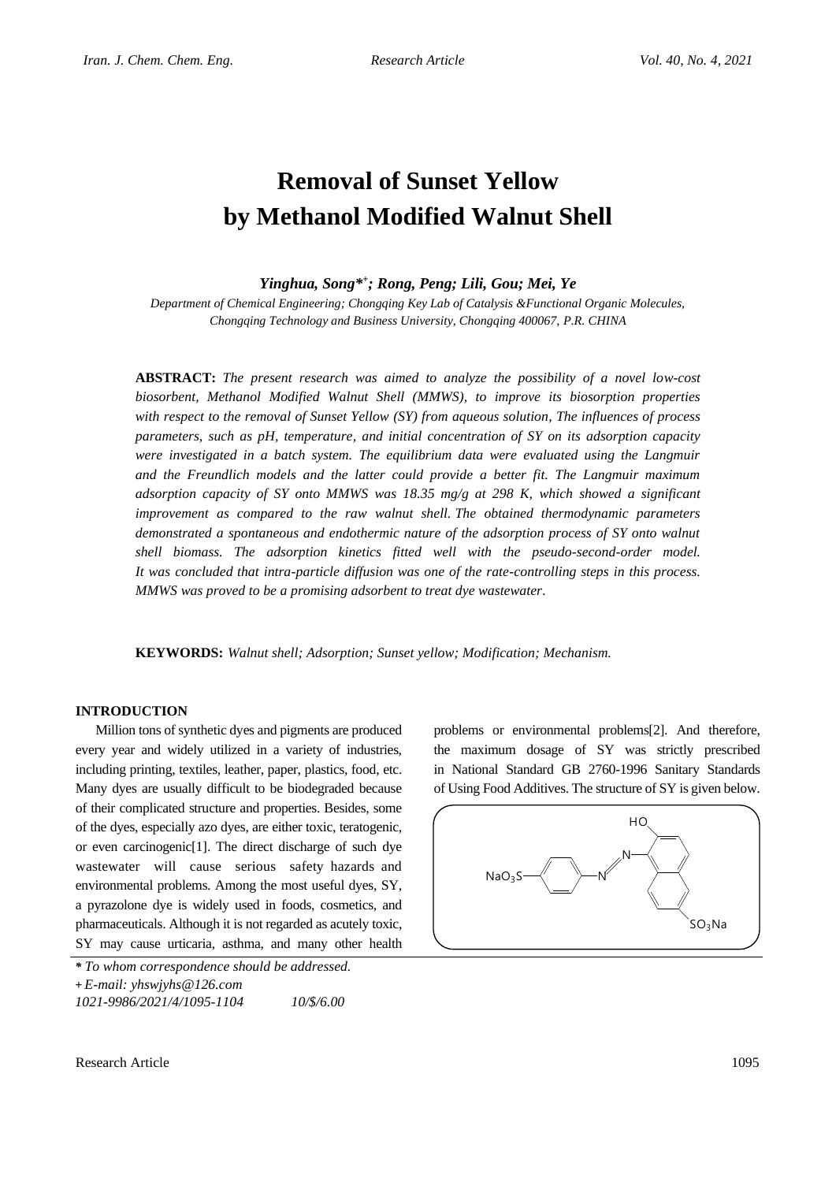# Removal of Sunset Yellow by Methanol Modified Walnut Shell

***Yinghua, Song\*[+]; Rong, Peng; Lili, Gou; Mei, Ye***

*Department of Chemical Engineering; Chongqing Key Lab of Catalysis &Functional Organic Molecules, Chongqing Technology and Business University, Chongqing 400067, P.R. CHINA*

**ABSTRACT:** *The present research was aimed to analyze the possibility of a novel low-cost biosorbent, Methanol Modified Walnut Shell (MMWS), to improve its biosorption properties with respect to the removal of Sunset Yellow (SY) from aqueous solution, The influences of process parameters, such as pH, temperature, and initial concentration of SY on its adsorption capacity were investigated in a batch system. The equilibrium data were evaluated using the Langmuir and the Freundlich models and the latter could provide a better fit. The Langmuir maximum adsorption capacity of SY onto MMWS was 18.35 mg/g at 298 K, which showed a significant improvement as compared to the raw walnut shell. The obtained thermodynamic parameters demonstrated a spontaneous and endothermic nature of the adsorption process of SY onto walnut shell biomass. The adsorption kinetics fitted well with the pseudo-second-order model. It was concluded that intra-particle diffusion was one of the rate-controlling steps in this process. MMWS was proved to be a promising adsorbent to treat dye wastewater.*

**KEYWORDS:** *Walnut shell; Adsorption; Sunset yellow; Modification; Mechanism.*

## INTRODUCTION

Million tons of synthetic dyes and pigments are produced every year and widely utilized in a variety of industries, including printing, textiles, leather, paper, plastics, food, etc. Many dyes are usually difficult to be biodegraded because of their complicated structure and properties. Besides, some of the dyes, especially azo dyes, are either toxic, teratogenic, or even carcinogenic[1]. The direct discharge of such dye wastewater will cause serious safety hazards and environmental problems. Among the most useful dyes, SY, a pyrazolone dye is widely used in foods, cosmetics, and pharmaceuticals. Although it is not regarded as acutely toxic, SY may cause urticaria, asthma, and many other health problems or environmental problems[2]. And therefore, the maximum dosage of SY was strictly prescribed in National Standard GB 2760-1996 Sanitary Standards of Using Food Additives. The structure of SY is given below.

\* *To whom correspondence should be addressed.*
+ *E-mail: yhswjyhs@126.com*
*1021-9986/2021/4/1095-1104 10/$/6.00*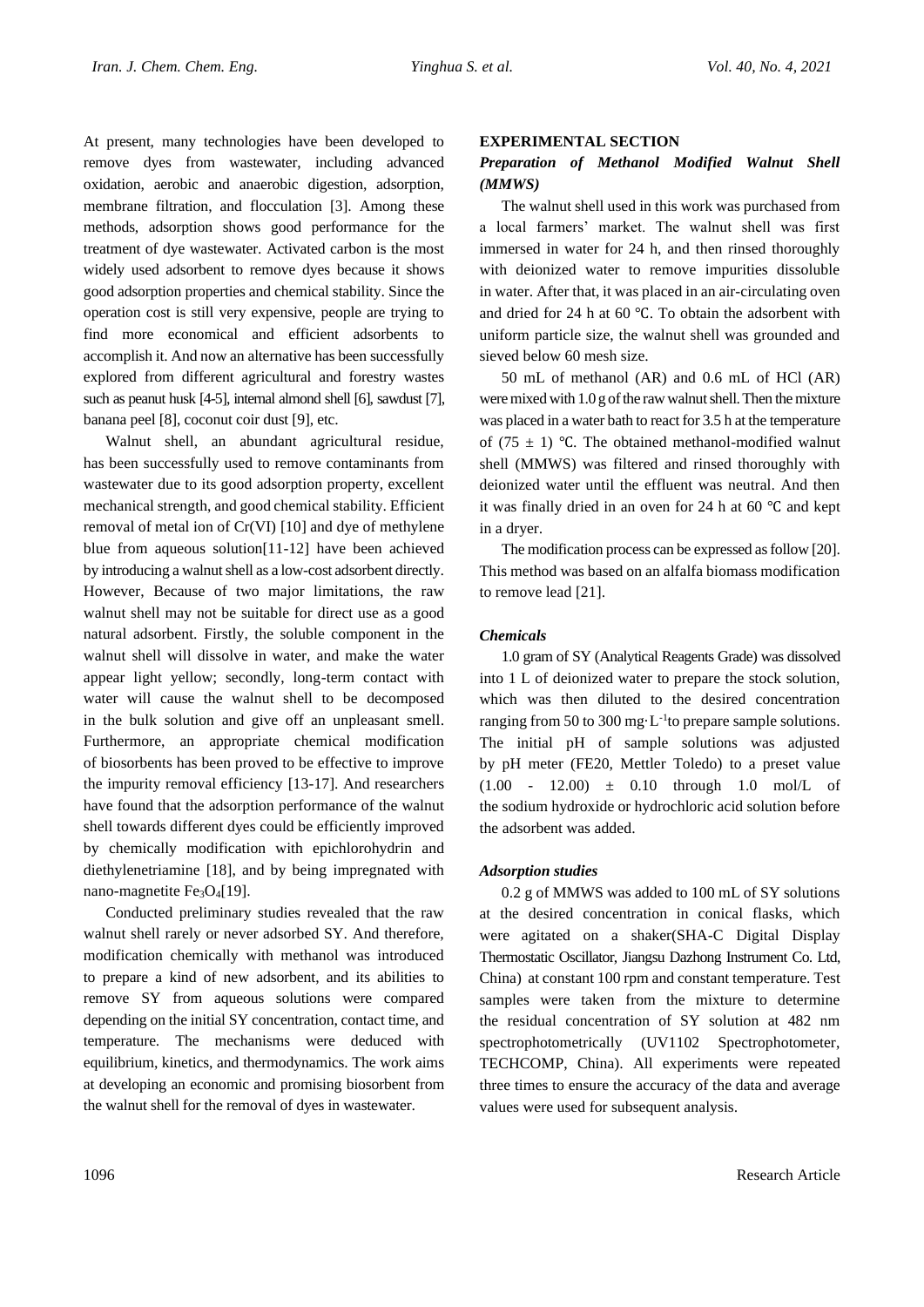At present, many technologies have been developed to remove dyes from wastewater, including advanced oxidation, aerobic and anaerobic digestion, adsorption, membrane filtration, and flocculation [3]. Among these methods, adsorption shows good performance for the treatment of dye wastewater. Activated carbon is the most widely used adsorbent to remove dyes because it shows good adsorption properties and chemical stability. Since the operation cost is still very expensive, people are trying to find more economical and efficient adsorbents to accomplish it. And now an alternative has been successfully explored from different agricultural and forestry wastes such as peanut husk [4-5], internal almond shell [6], sawdust [7], banana peel [8], coconut coir dust [9], etc.

Walnut shell, an abundant agricultural residue, has been successfully used to remove contaminants from wastewater due to its good adsorption property, excellent mechanical strength, and good chemical stability. Efficient removal of metal ion of Cr(VI) [10] and dye of methylene blue from aqueous solution[11-12] have been achieved by introducing a walnut shell as a low-cost adsorbent directly. However, Because of two major limitations, the raw walnut shell may not be suitable for direct use as a good natural adsorbent. Firstly, the soluble component in the walnut shell will dissolve in water, and make the water appear light yellow; secondly, long-term contact with water will cause the walnut shell to be decomposed in the bulk solution and give off an unpleasant smell. Furthermore, an appropriate chemical modification of biosorbents has been proved to be effective to improve the impurity removal efficiency [13-17]. And researchers have found that the adsorption performance of the walnut shell towards different dyes could be efficiently improved by chemically modification with epichlorohydrin and diethylenetriamine [18], and by being impregnated with nano-magnetite $Fe_3O_4$[19].

Conducted preliminary studies revealed that the raw walnut shell rarely or never adsorbed SY. And therefore, modification chemically with methanol was introduced to prepare a kind of new adsorbent, and its abilities to remove SY from aqueous solutions were compared depending on the initial SY concentration, contact time, and temperature. The mechanisms were deduced with equilibrium, kinetics, and thermodynamics. The work aims at developing an economic and promising biosorbent from the walnut shell for the removal of dyes in wastewater.

## EXPERIMENTAL SECTION

### *Preparation of Methanol Modified Walnut Shell (MMWS)*

The walnut shell used in this work was purchased from a local farmers' market. The walnut shell was first immersed in water for 24 h, and then rinsed thoroughly with deionized water to remove impurities dissoluble in water. After that, it was placed in an air-circulating oven and dried for 24 h at 60 ℃. To obtain the adsorbent with uniform particle size, the walnut shell was grounded and sieved below 60 mesh size.

50 mL of methanol (AR) and 0.6 mL of HCl (AR) were mixed with 1.0 g of the raw walnut shell. Then the mixture was placed in a water bath to react for 3.5 h at the temperature of (75 ± 1) ℃. The obtained methanol-modified walnut shell (MMWS) was filtered and rinsed thoroughly with deionized water until the effluent was neutral. And then it was finally dried in an oven for 24 h at 60 ℃ and kept in a dryer.

The modification process can be expressed as follow [20]. This method was based on an alfalfa biomass modification to remove lead [21].

### *Chemicals*

1.0 gram of SY (Analytical Reagents Grade) was dissolved into 1 L of deionized water to prepare the stock solution, which was then diluted to the desired concentration ranging from 50 to 300 $mg \cdot L^{-1}$to prepare sample solutions. The initial pH of sample solutions was adjusted by pH meter (FE20, Mettler Toledo) to a preset value (1.00 - 12.00) ± 0.10 through 1.0 mol/L of the sodium hydroxide or hydrochloric acid solution before the adsorbent was added.

### *Adsorption studies*

0.2 g of MMWS was added to 100 mL of SY solutions at the desired concentration in conical flasks, which were agitated on a shaker(SHA-C Digital Display Thermostatic Oscillator, Jiangsu Dazhong Instrument Co. Ltd, China) at constant 100 rpm and constant temperature. Test samples were taken from the mixture to determine the residual concentration of SY solution at 482 nm spectrophotometrically (UV1102 Spectrophotometer, TECHCOMP, China). All experiments were repeated three times to ensure the accuracy of the data and average values were used for subsequent analysis.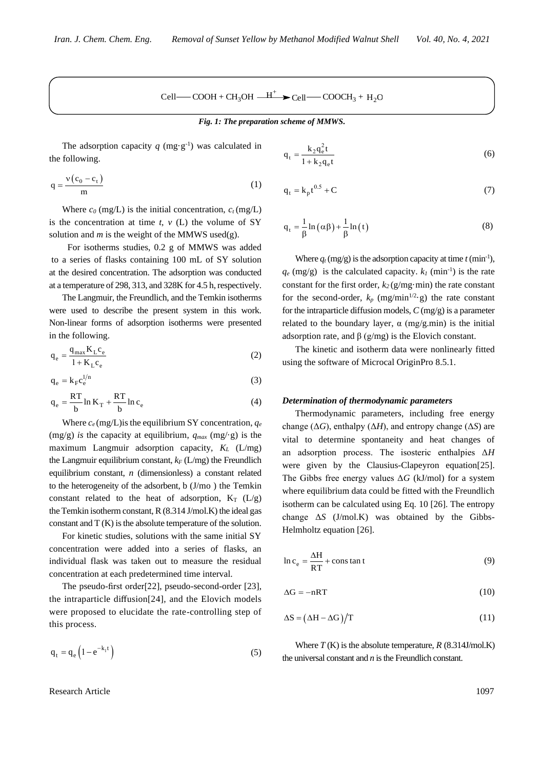$$\text{Cell—COOH} + CH_3OH \xrightarrow{H^+} \text{Cell—COOCH}_3 + H_2O$$

*Fig. 1: The preparation scheme of MMWS.*

The adsorption capacity $q$ (mg·g$^{-1}$) was calculated in the following.

$$q = \frac{v\left(c_0 - c_t\right)}{m} \tag{1}$$

Where $c_0$ (mg/L) is the initial concentration, $c_t$ (mg/L) is the concentration at time $t$, $v$ (L) the volume of SY solution and $m$ is the weight of the MMWS used(g).

For isotherms studies, 0.2 g of MMWS was added to a series of flasks containing 100 mL of SY solution at the desired concentration. The adsorption was conducted at a temperature of 298, 313, and 328K for 4.5 h, respectively.

The Langmuir, the Freundlich, and the Temkin isotherms were used to describe the present system in this work. Non-linear forms of adsorption isotherms were presented in the following.

$$q_e = \frac{q_{max} K_L c_e}{1 + K_L c_e} \tag{2}$$

$$q_e = k_F c_e^{1/n} \tag{3}$$

$$q_e = \frac{RT}{b}\ln K_T + \frac{RT}{b}\ln c_e \tag{4}$$

Where $c_e$ (mg/L)is the equilibrium SY concentration, $q_e$ (mg/g) *is* the capacity at equilibrium, $q_{max}$ (mg/·g) is the maximum Langmuir adsorption capacity, $K_L$ (L/mg) the Langmuir equilibrium constant, $k_F$ (L/mg) the Freundlich equilibrium constant, $n$ (dimensionless) a constant related to the heterogeneity of the adsorbent, b (J/mo ) the Temkin constant related to the heat of adsorption, $K_T$ (L/g) the Temkin isotherm constant, R (8.314 J/mol.K) the ideal gas constant and T (K) is the absolute temperature of the solution.

For kinetic studies, solutions with the same initial SY concentration were added into a series of flasks, an individual flask was taken out to measure the residual concentration at each predetermined time interval.

The pseudo-first order[22], pseudo-second-order [23], the intraparticle diffusion[24], and the Elovich models were proposed to elucidate the rate-controlling step of this process.

$$q_t = q_e\left(1 - e^{-k_1 t}\right) \tag{5}$$

$$q_t = \frac{k_2 q_e^2 t}{1 + k_2 q_e t} \tag{6}$$

$$q_t = k_p t^{0.5} + C \tag{7}$$

$$q_t = \frac{1}{\beta}\ln\left(\alpha\beta\right) + \frac{1}{\beta}\ln\left(t\right) \tag{8}$$

Where $q_t$ (mg/g) is the adsorption capacity at time $t$ (min$^{-1}$), $q_e$ (mg/g) is the calculated capacity. $k_1$ (min$^{-1}$) is the rate constant for the first order, $k_2$ (g/mg·min) the rate constant for the second-order, $k_p$ (mg/min$^{1/2}$·g) the rate constant for the intraparticle diffusion models, $C$ (mg/g) is a parameter related to the boundary layer, α (mg/g.min) is the initial adsorption rate, and β (g/mg) is the Elovich constant.

The kinetic and isotherm data were nonlinearly fitted using the software of Microcal OriginPro 8.5.1.

### *Determination of thermodynamic parameters*

Thermodynamic parameters, including free energy change (Δ*G*), enthalpy (Δ*H*), and entropy change (Δ*S*) are vital to determine spontaneity and heat changes of an adsorption process. The isosteric enthalpies Δ*H* were given by the Clausius-Clapeyron equation[25]. The Gibbs free energy values Δ*G* (kJ/mol) for a system where equilibrium data could be fitted with the Freundlich isotherm can be calculated using Eq. 10 [26]. The entropy change Δ*S* (J/mol.K) was obtained by the Gibbs-Helmholtz equation [26].

$$\ln c_e = \frac{\Delta H}{RT} + \text{constant} \tag{9}$$

$$\Delta G = -nRT \tag{10}$$

$$\Delta S = \left(\Delta H - \Delta G\right)/T \tag{11}$$

Where $T$ (K) is the absolute temperature, $R$ (8.314J/mol.K) the universal constant and $n$ is the Freundlich constant.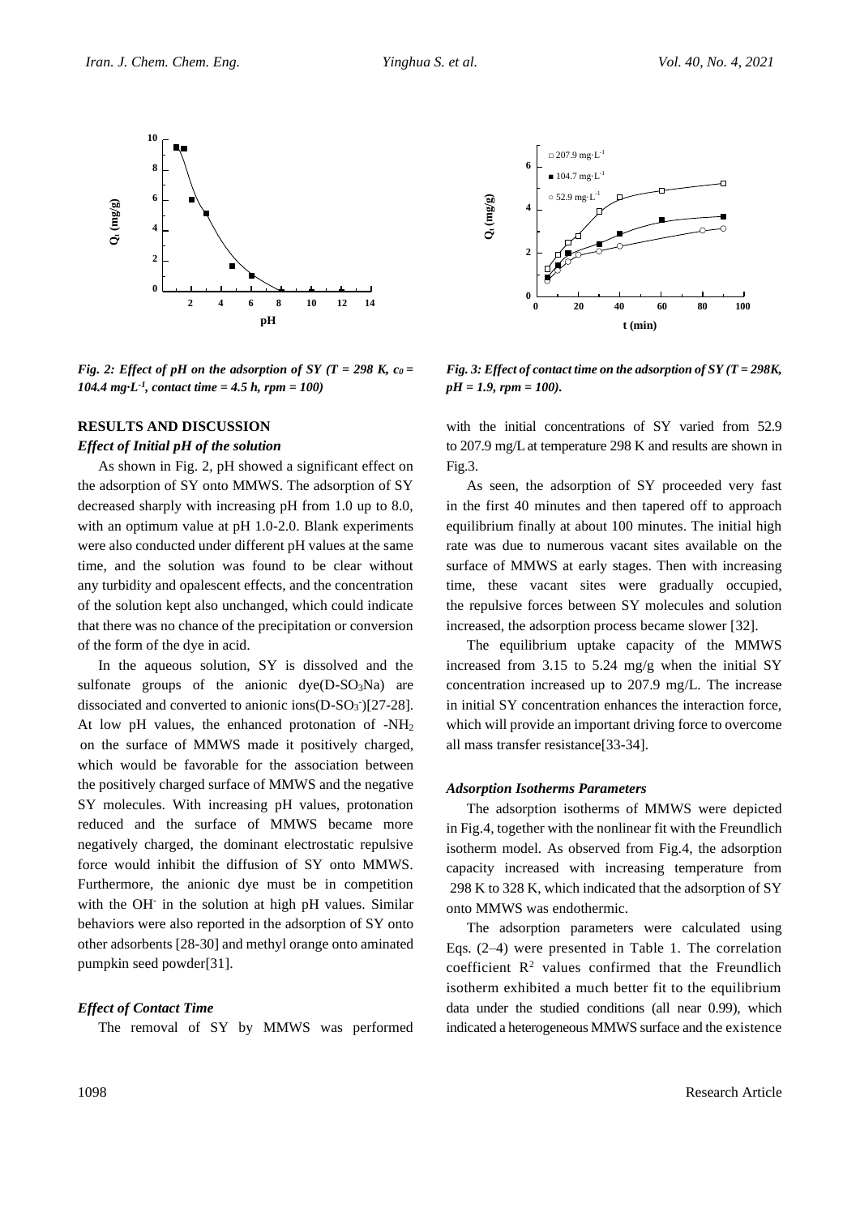*Fig. 2: Effect of pH on the adsorption of SY (T = 298 K, $c_0$ = 104.4 mg·L$^{-1}$, contact time = 4.5 h, rpm = 100)*

*Fig. 3: Effect of contact time on the adsorption of SY (T = 298K, pH = 1.9, rpm = 100).*

## RESULTS AND DISCUSSION

### *Effect of Initial pH of the solution*

As shown in Fig. 2, pH showed a significant effect on the adsorption of SY onto MMWS. The adsorption of SY decreased sharply with increasing pH from 1.0 up to 8.0, with an optimum value at pH 1.0-2.0. Blank experiments were also conducted under different pH values at the same time, and the solution was found to be clear without any turbidity and opalescent effects, and the concentration of the solution kept also unchanged, which could indicate that there was no chance of the precipitation or conversion of the form of the dye in acid.

In the aqueous solution, SY is dissolved and the sulfonate groups of the anionic dye($D\text{-}SO_3Na$) are dissociated and converted to anionic ions($D\text{-}SO_3^-$)[27-28]. At low pH values, the enhanced protonation of $-NH_2$ on the surface of MMWS made it positively charged, which would be favorable for the association between the positively charged surface of MMWS and the negative SY molecules. With increasing pH values, protonation reduced and the surface of MMWS became more negatively charged, the dominant electrostatic repulsive force would inhibit the diffusion of SY onto MMWS. Furthermore, the anionic dye must be in competition with the $OH^-$ in the solution at high pH values. Similar behaviors were also reported in the adsorption of SY onto other adsorbents [28-30] and methyl orange onto aminated pumpkin seed powder[31].

### *Effect of Contact Time*

The removal of SY by MMWS was performed with the initial concentrations of SY varied from 52.9 to 207.9 mg/L at temperature 298 K and results are shown in Fig.3.

As seen, the adsorption of SY proceeded very fast in the first 40 minutes and then tapered off to approach equilibrium finally at about 100 minutes. The initial high rate was due to numerous vacant sites available on the surface of MMWS at early stages. Then with increasing time, these vacant sites were gradually occupied, the repulsive forces between SY molecules and solution increased, the adsorption process became slower [32].

The equilibrium uptake capacity of the MMWS increased from 3.15 to 5.24 mg/g when the initial SY concentration increased up to 207.9 mg/L. The increase in initial SY concentration enhances the interaction force, which will provide an important driving force to overcome all mass transfer resistance[33-34].

### *Adsorption Isotherms Parameters*

The adsorption isotherms of MMWS were depicted in Fig.4, together with the nonlinear fit with the Freundlich isotherm model. As observed from Fig.4, the adsorption capacity increased with increasing temperature from 298 K to 328 K, which indicated that the adsorption of SY onto MMWS was endothermic.

The adsorption parameters were calculated using Eqs. (2–4) were presented in Table 1. The correlation coefficient $R^2$ values confirmed that the Freundlich isotherm exhibited a much better fit to the equilibrium data under the studied conditions (all near 0.99), which indicated a heterogeneous MMWS surface and the existence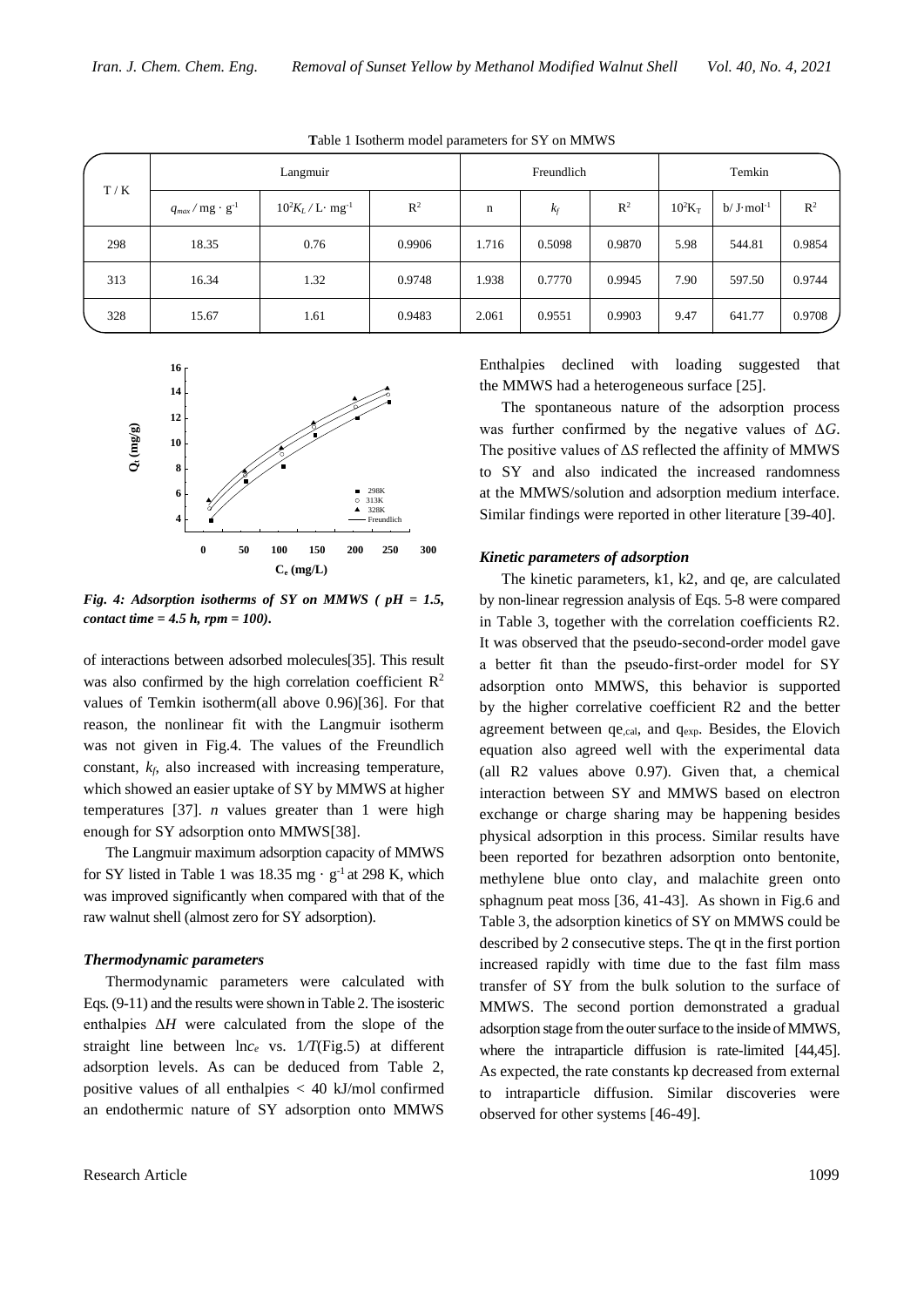**T**able 1 Isotherm model parameters for SY on MMWS

| T / K | Langmuir | | | Freundlich | | | Temkin | | |
|---|---|---|---|---|---|---|---|---|---|
| | $q_{max}$ / mg · g$^{-1}$ | $10^2K_L$ / L· mg$^{-1}$ | $R^2$ | n | $k_f$ | $R^2$ | $10^2K_T$ | b/ J·mol$^{-1}$ | $R^2$ |
| 298 | 18.35 | 0.76 | 0.9906 | 1.716 | 0.5098 | 0.9870 | 5.98 | 544.81 | 0.9854 |
| 313 | 16.34 | 1.32 | 0.9748 | 1.938 | 0.7770 | 0.9945 | 7.90 | 597.50 | 0.9744 |
| 328 | 15.67 | 1.61 | 0.9483 | 2.061 | 0.9551 | 0.9903 | 9.47 | 641.77 | 0.9708 |

***Fig. 4: Adsorption isotherms of SY on MMWS ( pH = 1.5, contact time = 4.5 h, rpm = 100).***

of interactions between adsorbed molecules[35]. This result was also confirmed by the high correlation coefficient $R^2$ values of Temkin isotherm(all above 0.96)[36]. For that reason, the nonlinear fit with the Langmuir isotherm was not given in Fig.4. The values of the Freundlich constant, $k_f$, also increased with increasing temperature, which showed an easier uptake of SY by MMWS at higher temperatures [37]. *n* values greater than 1 were high enough for SY adsorption onto MMWS[38].

The Langmuir maximum adsorption capacity of MMWS for SY listed in Table 1 was 18.35 mg · g$^{-1}$ at 298 K, which was improved significantly when compared with that of the raw walnut shell (almost zero for SY adsorption).

### *Thermodynamic parameters*

Thermodynamic parameters were calculated with Eqs. (9-11) and the results were shown in Table 2. The isosteric enthalpies $\Delta H$ were calculated from the slope of the straight line between $\ln c_e$ vs. $1/T$(Fig.5) at different adsorption levels. As can be deduced from Table 2, positive values of all enthalpies < 40 kJ/mol confirmed an endothermic nature of SY adsorption onto MMWS Enthalpies declined with loading suggested that the MMWS had a heterogeneous surface [25].

The spontaneous nature of the adsorption process was further confirmed by the negative values of $\Delta G$. The positive values of $\Delta S$ reflected the affinity of MMWS to SY and also indicated the increased randomness at the MMWS/solution and adsorption medium interface. Similar findings were reported in other literature [39-40].

### *Kinetic parameters of adsorption*

The kinetic parameters, k1, k2, and qe, are calculated by non-linear regression analysis of Eqs. 5-8 were compared in Table 3, together with the correlation coefficients R2. It was observed that the pseudo-second-order model gave a better fit than the pseudo-first-order model for SY adsorption onto MMWS, this behavior is supported by the higher correlative coefficient R2 and the better agreement between $q_{e,cal}$, and $q_{exp}$. Besides, the Elovich equation also agreed well with the experimental data (all R2 values above 0.97). Given that, a chemical interaction between SY and MMWS based on electron exchange or charge sharing may be happening besides physical adsorption in this process. Similar results have been reported for bezathren adsorption onto bentonite, methylene blue onto clay, and malachite green onto sphagnum peat moss [36, 41-43]. As shown in Fig.6 and Table 3, the adsorption kinetics of SY on MMWS could be described by 2 consecutive steps. The qt in the first portion increased rapidly with time due to the fast film mass transfer of SY from the bulk solution to the surface of MMWS. The second portion demonstrated a gradual adsorption stage from the outer surface to the inside of MMWS, where the intraparticle diffusion is rate-limited [44,45]. As expected, the rate constants kp decreased from external to intraparticle diffusion. Similar discoveries were observed for other systems [46-49].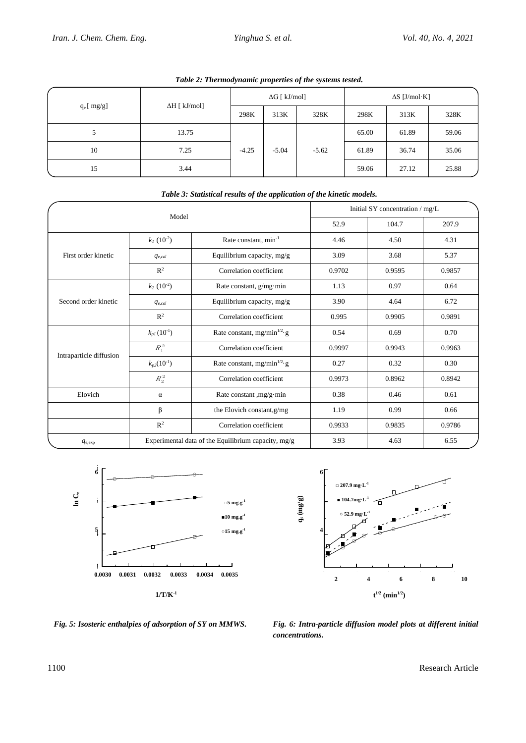*Table 2: Thermodynamic properties of the systems tested.*

| $q_e$ [ mg/g] | ΔH [ kJ/mol] | ΔG [ kJ/mol] | | | ΔS [J/mol·K] | | |
|---|---|---|---|---|---|---|---|
| | | 298K | 313K | 328K | 298K | 313K | 328K |
| 5 | 13.75 | -4.25 | -5.04 | -5.62 | 65.00 | 61.89 | 59.06 |
| 10 | 7.25 | | | | 61.89 | 36.74 | 35.06 |
| 15 | 3.44 | | | | 59.06 | 27.12 | 25.88 |

*Table 3: Statistical results of the application of the kinetic models.*

| Model | | | Initial SY concentration / mg/L | | |
|---|---|---|---|---|---|
| | | | 52.9 | 104.7 | 207.9 |
| First order kinetic | $k_1$ ($10^{-2}$) | Rate constant, $min^{-1}$ | 4.46 | 4.50 | 4.31 |
| | $q_{e,cal}$ | Equilibrium capacity, mg/g | 3.09 | 3.68 | 5.37 |
| | $R^2$ | Correlation coefficient | 0.9702 | 0.9595 | 0.9857 |
| Second order kinetic | $k_2$ ($10^{-2}$) | Rate constant, g/mg·min | 1.13 | 0.97 | 0.64 |
| | $q_{e,cal}$ | Equilibrium capacity, mg/g | 3.90 | 4.64 | 6.72 |
| | $R^2$ | Correlation coefficient | 0.995 | 0.9905 | 0.9891 |
| Intraparticle diffusion | $k_{p1}$ ($10^{-1}$) | Rate constant, $mg/min^{1/2}\cdot g$ | 0.54 | 0.69 | 0.70 |
| | $R_1^2$ | Correlation coefficient | 0.9997 | 0.9943 | 0.9963 |
| | $k_{p2}$($10^{-1}$) | Rate constant, $mg/min^{1/2}\cdot g$ | 0.27 | 0.32 | 0.30 |
| | $R_2^2$ | Correlation coefficient | 0.9973 | 0.8962 | 0.8942 |
| Elovich | α | Rate constant ,mg/g·min | 0.38 | 0.46 | 0.61 |
| | β | the Elovich constant,g/mg | 1.19 | 0.99 | 0.66 |
| | $R^2$ | Correlation coefficient | 0.9933 | 0.9835 | 0.9786 |
| $q_{e,exp}$ | Experimental data of the Equilibrium capacity, mg/g | | 3.93 | 4.63 | 6.55 |

*Fig. 5: Isosteric enthalpies of adsorption of SY on MMWS.*

*Fig. 6: Intra-particle diffusion model plots at different initial concentrations.*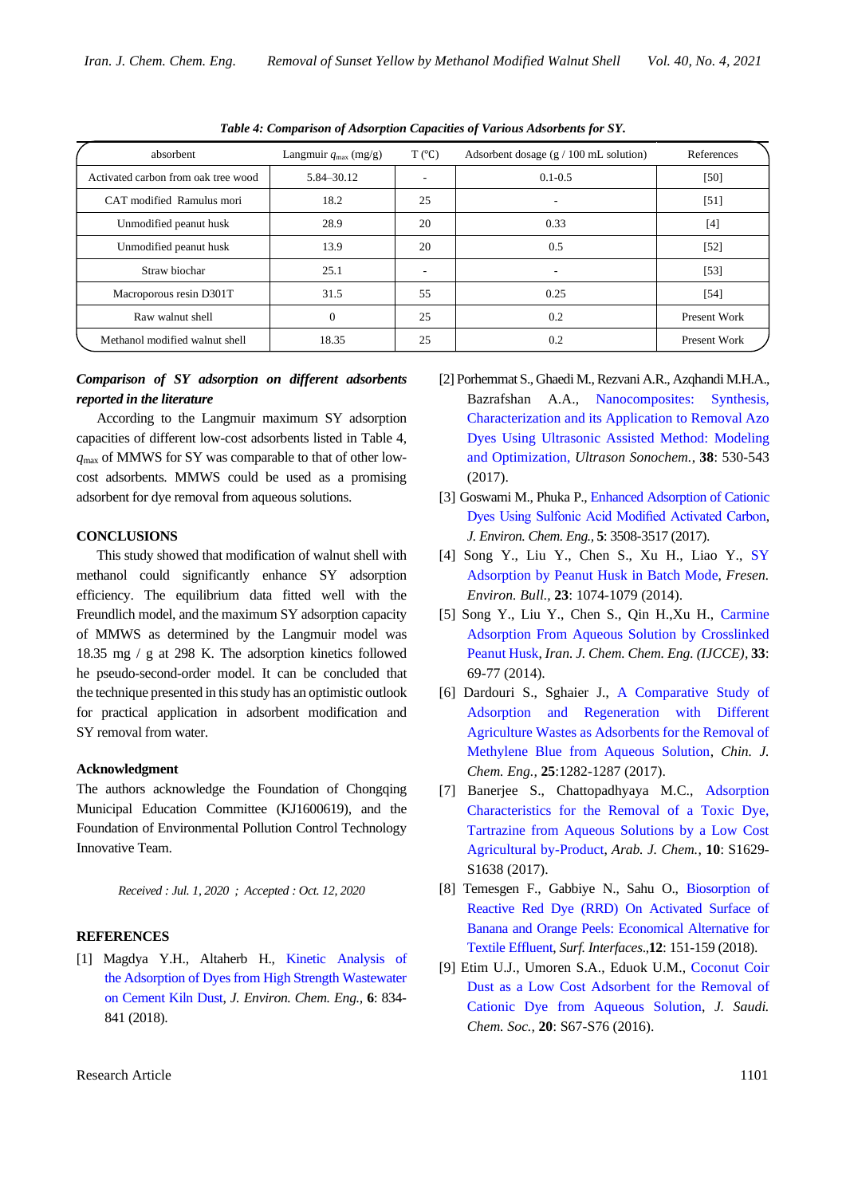**Table 4: Comparison of Adsorption Capacities of Various Adsorbents for SY.**

| absorbent | Langmuir $q_{max}$ (mg/g) | T (°C) | Adsorbent dosage (g / 100 mL solution) | References |
|---|---|---|---|---|
| Activated carbon from oak tree wood | 5.84–30.12 | - | 0.1-0.5 | [50] |
| CAT modified Ramulus mori | 18.2 | 25 | - | [51] |
| Unmodified peanut husk | 28.9 | 20 | 0.33 | [4] |
| Unmodified peanut husk | 13.9 | 20 | 0.5 | [52] |
| Straw biochar | 25.1 | - | - | [53] |
| Macroporous resin D301T | 31.5 | 55 | 0.25 | [54] |
| Raw walnut shell | 0 | 25 | 0.2 | Present Work |
| Methanol modified walnut shell | 18.35 | 25 | 0.2 | Present Work |

***Comparison of SY adsorption on different adsorbents reported in the literature***

According to the Langmuir maximum SY adsorption capacities of different low-cost adsorbents listed in Table 4, $q_{max}$ of MMWS for SY was comparable to that of other low-cost adsorbents. MMWS could be used as a promising adsorbent for dye removal from aqueous solutions.

## CONCLUSIONS

This study showed that modification of walnut shell with methanol could significantly enhance SY adsorption efficiency. The equilibrium data fitted well with the Freundlich model, and the maximum SY adsorption capacity of MMWS as determined by the Langmuir model was 18.35 mg / g at 298 K. The adsorption kinetics followed he pseudo-second-order model. It can be concluded that the technique presented in this study has an optimistic outlook for practical application in adsorbent modification and SY removal from water.

### Acknowledgment

The authors acknowledge the Foundation of Chongqing Municipal Education Committee (KJ1600619), and the Foundation of Environmental Pollution Control Technology Innovative Team.

*Received : Jul. 1, 2020 ; Accepted : Oct. 12, 2020*

## REFERENCES

[1] Magdya Y.H., Altaherb H., Kinetic Analysis of the Adsorption of Dyes from High Strength Wastewater on Cement Kiln Dust, *J. Environ. Chem. Eng.*, **6**: 834-841 (2018).

[2] Porhemmat S., Ghaedi M., Rezvani A.R., Azqhandi M.H.A., Bazrafshan A.A., Nanocomposites: Synthesis, Characterization and its Application to Removal Azo Dyes Using Ultrasonic Assisted Method: Modeling and Optimization, *Ultrason Sonochem.*, **38**: 530-543 (2017).

[3] Goswami M., Phuka P., Enhanced Adsorption of Cationic Dyes Using Sulfonic Acid Modified Activated Carbon, *J. Environ. Chem. Eng.*, **5**: 3508-3517 (2017).

[4] Song Y., Liu Y., Chen S., Xu H., Liao Y., SY Adsorption by Peanut Husk in Batch Mode, *Fresen. Environ. Bull.*, **23**: 1074-1079 (2014).

[5] Song Y., Liu Y., Chen S., Qin H.,Xu H., Carmine Adsorption From Aqueous Solution by Crosslinked Peanut Husk, *Iran. J. Chem. Chem. Eng. (IJCCE)*, **33**: 69-77 (2014).

[6] Dardouri S., Sghaier J., A Comparative Study of Adsorption and Regeneration with Different Agriculture Wastes as Adsorbents for the Removal of Methylene Blue from Aqueous Solution, *Chin. J. Chem. Eng.*, **25**:1282-1287 (2017).

[7] Banerjee S., Chattopadhyaya M.C., Adsorption Characteristics for the Removal of a Toxic Dye, Tartrazine from Aqueous Solutions by a Low Cost Agricultural by-Product, *Arab. J. Chem.*, **10**: S1629-S1638 (2017).

[8] Temesgen F., Gabbiye N., Sahu O., Biosorption of Reactive Red Dye (RRD) On Activated Surface of Banana and Orange Peels: Economical Alternative for Textile Effluent, *Surf. Interfaces*.,**12**: 151-159 (2018).

[9] Etim U.J., Umoren S.A., Eduok U.M., Coconut Coir Dust as a Low Cost Adsorbent for the Removal of Cationic Dye from Aqueous Solution, *J. Saudi. Chem. Soc.*, **20**: S67-S76 (2016).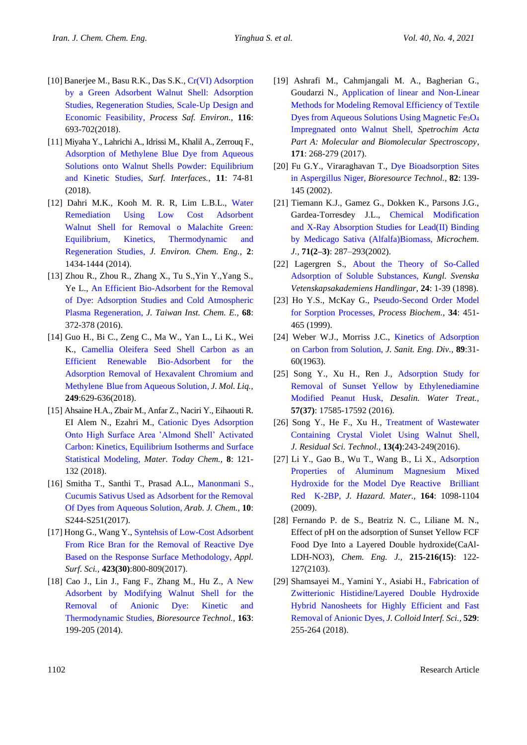[10] Banerjee M., Basu R.K., Das S.K., Cr(VI) Adsorption by a Green Adsorbent Walnut Shell: Adsorption Studies, Regeneration Studies, Scale-Up Design and Economic Feasibility, *Process Saf. Environ.*, **116**: 693-702(2018).

[11] Miyaha Y., Lahrichi A., Idrissi M., Khalil A., Zerrouq F., Adsorption of Methylene Blue Dye from Aqueous Solutions onto Walnut Shells Powder: Equilibrium and Kinetic Studies, *Surf. Interfaces.*, **11**: 74-81 (2018).

[12] Dahri M.K., Kooh M. R. R, Lim L.B.L., Water Remediation Using Low Cost Adsorbent Walnut Shell for Removal o Malachite Green: Equilibrium, Kinetics, Thermodynamic and Regeneration Studies, *J. Environ. Chem. Eng.*, **2**: 1434-1444 (2014).

[13] Zhou R., Zhou R., Zhang X., Tu S.,Yin Y.,Yang S., Ye L., An Efficient Bio-Adsorbent for the Removal of Dye: Adsorption Studies and Cold Atmospheric Plasma Regeneration, *J. Taiwan Inst. Chem. E.*, **68**: 372-378 (2016).

[14] Guo H., Bi C., Zeng C., Ma W., Yan L., Li K., Wei K., Camellia Oleifera Seed Shell Carbon as an Efficient Renewable Bio-Adsorbent for the Adsorption Removal of Hexavalent Chromium and Methylene Blue from Aqueous Solution, *J. Mol. Liq.*, **249**:629-636(2018).

[15] Ahsaine H.A., Zbair M., Anfar Z., Naciri Y., Eihaouti R. EI Alem N., Ezahri M., Cationic Dyes Adsorption Onto High Surface Area 'Almond Shell' Activated Carbon: Kinetics, Equilibrium Isotherms and Surface Statistical Modeling, *Mater. Today Chem.*, **8**: 121-132 (2018).

[16] Smitha T., Santhi T., Prasad A.L., Manonmani S., Cucumis Sativus Used as Adsorbent for the Removal Of Dyes from Aqueous Solution, *Arab. J. Chem.*, **10**: S244-S251(2017).

[17] Hong G., Wang Y., Syntehsis of Low-Cost Adsorbent From Rice Bran for the Removal of Reactive Dye Based on the Response Surface Methodology, *Appl. Surf. Sci.*, **423(30)**:800-809(2017).

[18] Cao J., Lin J., Fang F., Zhang M., Hu Z., A New Adsorbent by Modifying Walnut Shell for the Removal of Anionic Dye: Kinetic and Thermodynamic Studies, *Bioresource Technol.*, **163**: 199-205 (2014).

[19] Ashrafi M., Cahmjangali M. A., Bagherian G., Goudarzi N., Application of linear and Non-Linear Methods for Modeling Removal Efficiency of Textile Dyes from Aqueous Solutions Using Magnetic $Fe_3O_4$ Impregnated onto Walnut Shell, *Spetrochim Acta Part A: Molecular and Biomolecular Spectroscopy*, **171**: 268-279 (2017).

[20] Fu G.Y., Viraraghavan T., Dye Bioadsorption Sites in Aspergillus Niger, *Bioresource Technol.*, **82**: 139-145 (2002).

[21] Tiemann K.J., Gamez G., Dokken K., Parsons J.G., Gardea-Torresdey J.L., Chemical Modification and X-Ray Absorption Studies for Lead(II) Binding by Medicago Sativa (Alfalfa)Biomass, *Microchem. J.*, **71(2–3)**: 287–293(2002).

[22] Lagergren S., About the Theory of So-Called Adsorption of Soluble Substances, *Kungl. Svenska Vetenskapsakademiens Handlingar*, **24**: 1-39 (1898).

[23] Ho Y.S., McKay G., Pseudo-Second Order Model for Sorption Processes, *Process Biochem.*, **34**: 451-465 (1999).

[24] Weber W.J., Morriss J.C., Kinetics of Adsorption on Carbon from Solution, *J. Sanit. Eng. Div.*, **89**:31-60(1963).

[25] Song Y., Xu H., Ren J., Adsorption Study for Removal of Sunset Yellow by Ethylenediamine Modified Peanut Husk, *Desalin. Water Treat.*, **57(37)**: 17585-17592 (2016).

[26] Song Y., He F., Xu H., Treatment of Wastewater Containing Crystal Violet Using Walnut Shell, *J. Residual Sci. Technol.*, **13(4)**:243-249(2016).

[27] Li Y., Gao B., Wu T., Wang B., Li X., Adsorption Properties of Aluminum Magnesium Mixed Hydroxide for the Model Dye Reactive Brilliant Red K-2BP, *J. Hazard. Mater.*, **164**: 1098-1104 (2009).

[28] Fernando P. de S., Beatriz N. C., Liliane M. N., Effect of pH on the adsorption of Sunset Yellow FCF Food Dye Into a Layered Double hydroxide(CaAl-LDH-NO3), *Chem. Eng. J.*, **215-216(15)**: 122-127(2103).

[29] Shamsayei M., Yamini Y., Asiabi H., Fabrication of Zwitterionic Histidine/Layered Double Hydroxide Hybrid Nanosheets for Highly Efficient and Fast Removal of Anionic Dyes, *J. Colloid Interf. Sci.*, **529**: 255-264 (2018).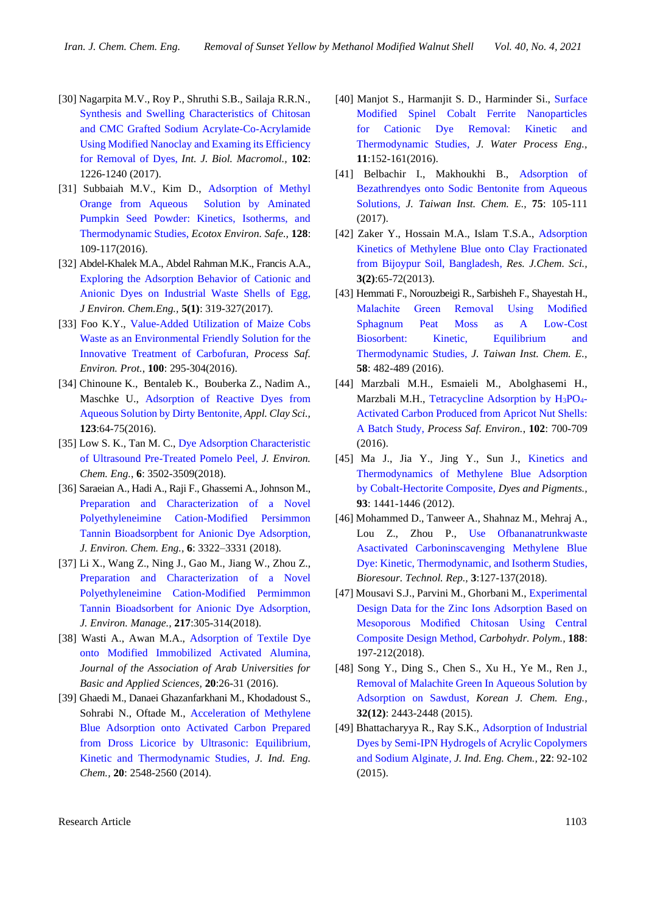[30] Nagarpita M.V., Roy P., Shruthi S.B., Sailaja R.R.N., Synthesis and Swelling Characteristics of Chitosan and CMC Grafted Sodium Acrylate-Co-Acrylamide Using Modified Nanoclay and Examing its Efficiency for Removal of Dyes, *Int. J. Biol. Macromol.*, **102**: 1226-1240 (2017).

[31] Subbaiah M.V., Kim D., Adsorption of Methyl Orange from Aqueous Solution by Aminated Pumpkin Seed Powder: Kinetics, Isotherms, and Thermodynamic Studies, *Ecotox Environ. Safe.*, **128**: 109-117(2016).

[32] Abdel-Khalek M.A., Abdel Rahman M.K., Francis A.A., Exploring the Adsorption Behavior of Cationic and Anionic Dyes on Industrial Waste Shells of Egg, *J Environ. Chem.Eng.*, **5(1)**: 319-327(2017).

[33] Foo K.Y., Value-Added Utilization of Maize Cobs Waste as an Environmental Friendly Solution for the Innovative Treatment of Carbofuran, *Process Saf. Environ. Prot.*, **100**: 295-304(2016).

[34] Chinoune K., Bentaleb K., Bouberka Z., Nadim A., Maschke U., Adsorption of Reactive Dyes from Aqueous Solution by Dirty Bentonite, *Appl. Clay Sci.*, **123**:64-75(2016).

[35] Low S. K., Tan M. C., Dye Adsorption Characteristic of Ultrasound Pre-Treated Pomelo Peel, *J. Environ. Chem. Eng.*, **6**: 3502-3509(2018).

[36] Saraeian A., Hadi A., Raji F., Ghassemi A., Johnson M., Preparation and Characterization of a Novel Polyethyleneimine Cation-Modified Persimmon Tannin Bioadsorpbent for Anionic Dye Adsorption, *J. Environ. Chem. Eng.*, **6**: 3322–3331 (2018).

[37] Li X., Wang Z., Ning J., Gao M., Jiang W., Zhou Z., Preparation and Characterization of a Novel Polyethyleneimine Cation-Modified Permimmon Tannin Bioadsorbent for Anionic Dye Adsorption, *J. Environ. Manage.*, **217**:305-314(2018).

[38] Wasti A., Awan M.A., Adsorption of Textile Dye onto Modified Immobilized Activated Alumina, *Journal of the Association of Arab Universities for Basic and Applied Sciences*, **20**:26-31 (2016).

[39] Ghaedi M., Danaei Ghazanfarkhani M., Khodadoust S., Sohrabi N., Oftade M., Acceleration of Methylene Blue Adsorption onto Activated Carbon Prepared from Dross Licorice by Ultrasonic: Equilibrium, Kinetic and Thermodynamic Studies, *J. Ind. Eng. Chem.*, **20**: 2548-2560 (2014).

[40] Manjot S., Harmanjit S. D., Harminder Si., Surface Modified Spinel Cobalt Ferrite Nanoparticles for Cationic Dye Removal: Kinetic and Thermodynamic Studies, *J. Water Process Eng.*, **11**:152-161(2016).

[41] Belbachir I., Makhoukhi B., Adsorption of Bezathrendyes onto Sodic Bentonite from Aqueous Solutions, *J. Taiwan Inst. Chem. E.*, **75**: 105-111 (2017).

[42] Zaker Y., Hossain M.A., Islam T.S.A., Adsorption Kinetics of Methylene Blue onto Clay Fractionated from Bijoypur Soil, Bangladesh, *Res. J.Chem. Sci.*, **3(2)**:65-72(2013).

[43] Hemmati F., Norouzbeigi R., Sarbisheh F., Shayestah H., Malachite Green Removal Using Modified Sphagnum Peat Moss as A Low-Cost Biosorbent: Kinetic, Equilibrium and Thermodynamic Studies, *J. Taiwan Inst. Chem. E.*, **58**: 482-489 (2016).

[44] Marzbali M.H., Esmaieli M., Abolghasemi H., Marzbali M.H., Tetracycline Adsorption by $H_3PO_4$-Activated Carbon Produced from Apricot Nut Shells: A Batch Study, *Process Saf. Environ.*, **102**: 700-709 (2016).

[45] Ma J., Jia Y., Jing Y., Sun J., Kinetics and Thermodynamics of Methylene Blue Adsorption by Cobalt-Hectorite Composite, *Dyes and Pigments.*, **93**: 1441-1446 (2012).

[46] Mohammed D., Tanweer A., Shahnaz M., Mehraj A., Lou Z., Zhou P., Use Ofbananatrunkwaste Asactivated Carboninscavenging Methylene Blue Dye: Kinetic, Thermodynamic, and Isotherm Studies, *Bioresour. Technol. Rep.*, **3**:127-137(2018).

[47] Mousavi S.J., Parvini M., Ghorbani M., Experimental Design Data for the Zinc Ions Adsorption Based on Mesoporous Modified Chitosan Using Central Composite Design Method, *Carbohydr. Polym.*, **188**: 197-212(2018).

[48] Song Y., Ding S., Chen S., Xu H., Ye M., Ren J., Removal of Malachite Green In Aqueous Solution by Adsorption on Sawdust, *Korean J. Chem. Eng.*, **32(12)**: 2443-2448 (2015).

[49] Bhattacharyya R., Ray S.K., Adsorption of Industrial Dyes by Semi-IPN Hydrogels of Acrylic Copolymers and Sodium Alginate, *J. Ind. Eng. Chem.*, **22**: 92-102 (2015).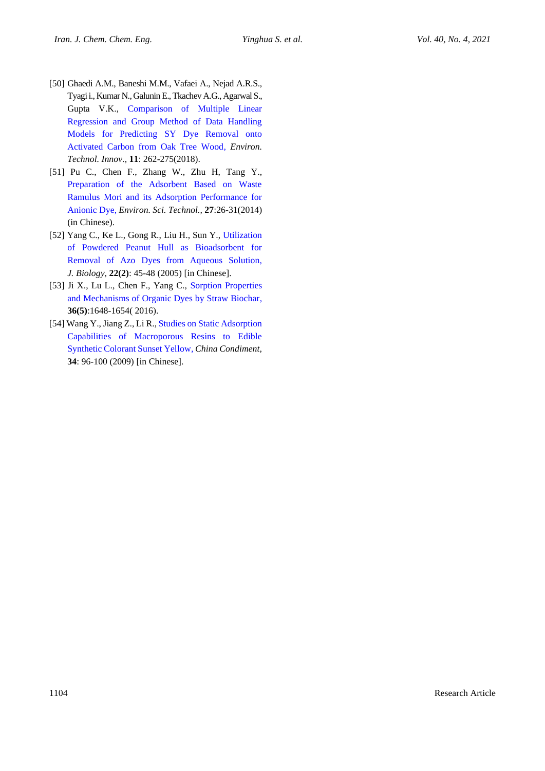[50] Ghaedi A.M., Baneshi M.M., Vafaei A., Nejad A.R.S., Tyagi i., Kumar N., Galunin E., Tkachev A.G., Agarwal S., Gupta V.K., Comparison of Multiple Linear Regression and Group Method of Data Handling Models for Predicting SY Dye Removal onto Activated Carbon from Oak Tree Wood, *Environ. Technol. Innov.*, **11**: 262-275(2018).

[51] Pu C., Chen F., Zhang W., Zhu H, Tang Y., Preparation of the Adsorbent Based on Waste Ramulus Mori and its Adsorption Performance for Anionic Dye, *Environ. Sci. Technol.*, **27**:26-31(2014) (in Chinese).

[52] Yang C., Ke L., Gong R., Liu H., Sun Y., Utilization of Powdered Peanut Hull as Bioadsorbent for Removal of Azo Dyes from Aqueous Solution, *J. Biology*, **22(2)**: 45-48 (2005) [in Chinese].

[53] Ji X., Lu L., Chen F., Yang C., Sorption Properties and Mechanisms of Organic Dyes by Straw Biochar, **36(5)**:1648-1654( 2016).

[54] Wang Y., Jiang Z., Li R., Studies on Static Adsorption Capabilities of Macroporous Resins to Edible Synthetic Colorant Sunset Yellow, *China Condiment*, **34**: 96-100 (2009) [in Chinese].